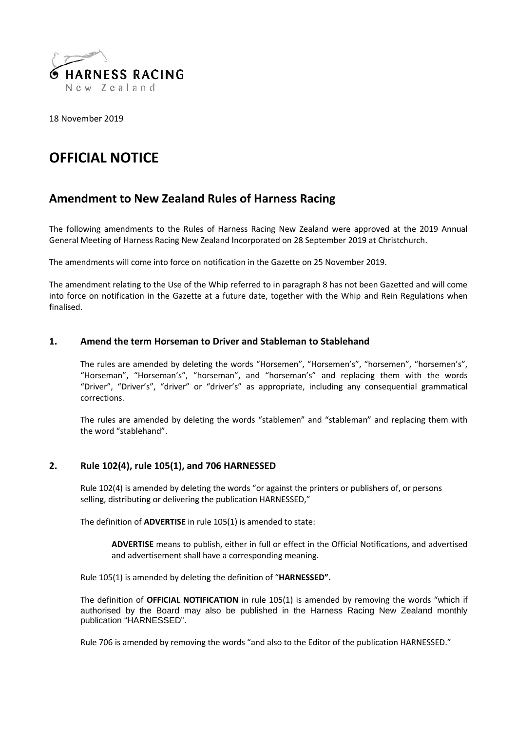HARNESS RACING
New Zealand

18 November 2019

# OFFICIAL NOTICE

## Amendment to New Zealand Rules of Harness Racing

The following amendments to the Rules of Harness Racing New Zealand were approved at the 2019 Annual General Meeting of Harness Racing New Zealand Incorporated on 28 September 2019 at Christchurch.

The amendments will come into force on notification in the Gazette on 25 November 2019.

The amendment relating to the Use of the Whip referred to in paragraph 8 has not been Gazetted and will come into force on notification in the Gazette at a future date, together with the Whip and Rein Regulations when finalised.

### 1. Amend the term Horseman to Driver and Stableman to Stablehand

The rules are amended by deleting the words "Horsemen", "Horsemen's", "horsemen", "horsemen's", "Horseman", "Horseman's", "horseman", and "horseman's" and replacing them with the words "Driver", "Driver's", "driver" or "driver's" as appropriate, including any consequential grammatical corrections.

The rules are amended by deleting the words "stablemen" and "stableman" and replacing them with the word "stablehand".

### 2. Rule 102(4), rule 105(1), and 706 HARNESSED

Rule 102(4) is amended by deleting the words "or against the printers or publishers of, or persons selling, distributing or delivering the publication HARNESSED,"

The definition of **ADVERTISE** in rule 105(1) is amended to state:

> **ADVERTISE** means to publish, either in full or effect in the Official Notifications, and advertised and advertisement shall have a corresponding meaning.

Rule 105(1) is amended by deleting the definition of "**HARNESSED".**

The definition of **OFFICIAL NOTIFICATION** in rule 105(1) is amended by removing the words "which if authorised by the Board may also be published in the Harness Racing New Zealand monthly publication "HARNESSED".

Rule 706 is amended by removing the words "and also to the Editor of the publication HARNESSED."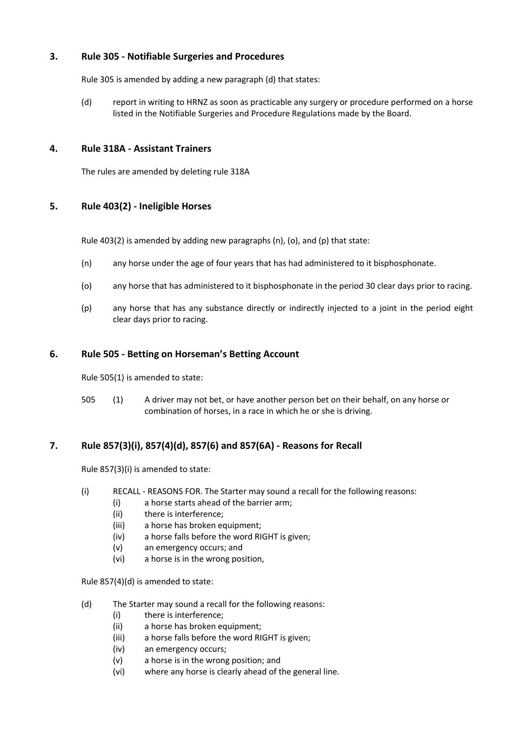## 3. Rule 305 - Notifiable Surgeries and Procedures

Rule 305 is amended by adding a new paragraph (d) that states:

(d) report in writing to HRNZ as soon as practicable any surgery or procedure performed on a horse listed in the Notifiable Surgeries and Procedure Regulations made by the Board.

## 4. Rule 318A - Assistant Trainers

The rules are amended by deleting rule 318A

## 5. Rule 403(2) - Ineligible Horses

Rule 403(2) is amended by adding new paragraphs (n), (o), and (p) that state:

(n) any horse under the age of four years that has had administered to it bisphosphonate.

(o) any horse that has administered to it bisphosphonate in the period 30 clear days prior to racing.

(p) any horse that has any substance directly or indirectly injected to a joint in the period eight clear days prior to racing.

## 6. Rule 505 - Betting on Horseman's Betting Account

Rule 505(1) is amended to state:

505 (1) A driver may not bet, or have another person bet on their behalf, on any horse or combination of horses, in a race in which he or she is driving.

## 7. Rule 857(3)(i), 857(4)(d), 857(6) and 857(6A) - Reasons for Recall

Rule 857(3)(i) is amended to state:

(i) RECALL - REASONS FOR. The Starter may sound a recall for the following reasons:
  - (i) a horse starts ahead of the barrier arm;
  - (ii) there is interference;
  - (iii) a horse has broken equipment;
  - (iv) a horse falls before the word RIGHT is given;
  - (v) an emergency occurs; and
  - (vi) a horse is in the wrong position,

Rule 857(4)(d) is amended to state:

(d) The Starter may sound a recall for the following reasons:
  - (i) there is interference;
  - (ii) a horse has broken equipment;
  - (iii) a horse falls before the word RIGHT is given;
  - (iv) an emergency occurs;
  - (v) a horse is in the wrong position; and
  - (vi) where any horse is clearly ahead of the general line.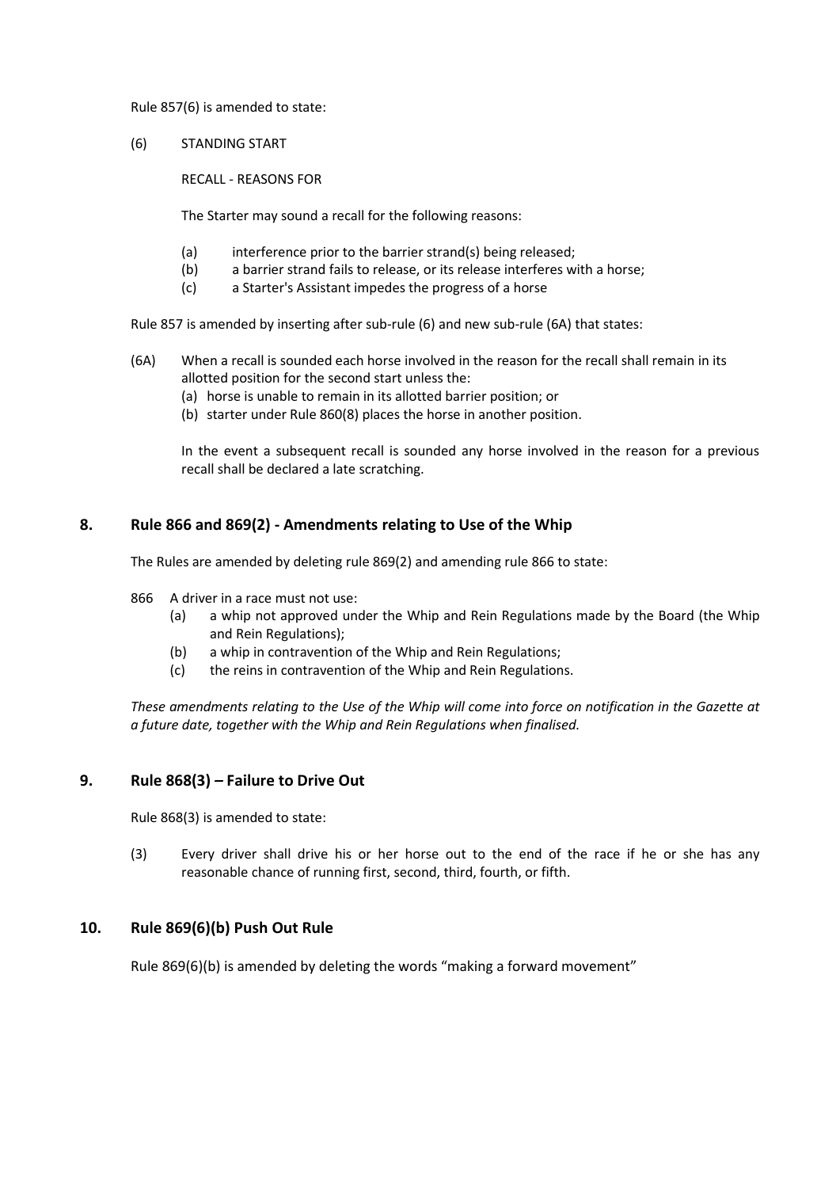Rule 857(6) is amended to state:

(6) STANDING START

RECALL - REASONS FOR

The Starter may sound a recall for the following reasons:

- (a) interference prior to the barrier strand(s) being released;
- (b) a barrier strand fails to release, or its release interferes with a horse;
- (c) a Starter's Assistant impedes the progress of a horse

Rule 857 is amended by inserting after sub-rule (6) and new sub-rule (6A) that states:

(6A) When a recall is sounded each horse involved in the reason for the recall shall remain in its allotted position for the second start unless the:

- (a) horse is unable to remain in its allotted barrier position; or
- (b) starter under Rule 860(8) places the horse in another position.

In the event a subsequent recall is sounded any horse involved in the reason for a previous recall shall be declared a late scratching.

## 8. Rule 866 and 869(2) - Amendments relating to Use of the Whip

The Rules are amended by deleting rule 869(2) and amending rule 866 to state:

866 A driver in a race must not use:

- (a) a whip not approved under the Whip and Rein Regulations made by the Board (the Whip and Rein Regulations);
- (b) a whip in contravention of the Whip and Rein Regulations;
- (c) the reins in contravention of the Whip and Rein Regulations.

*These amendments relating to the Use of the Whip will come into force on notification in the Gazette at a future date, together with the Whip and Rein Regulations when finalised.*

## 9. Rule 868(3) – Failure to Drive Out

Rule 868(3) is amended to state:

(3) Every driver shall drive his or her horse out to the end of the race if he or she has any reasonable chance of running first, second, third, fourth, or fifth.

## 10. Rule 869(6)(b) Push Out Rule

Rule 869(6)(b) is amended by deleting the words "making a forward movement"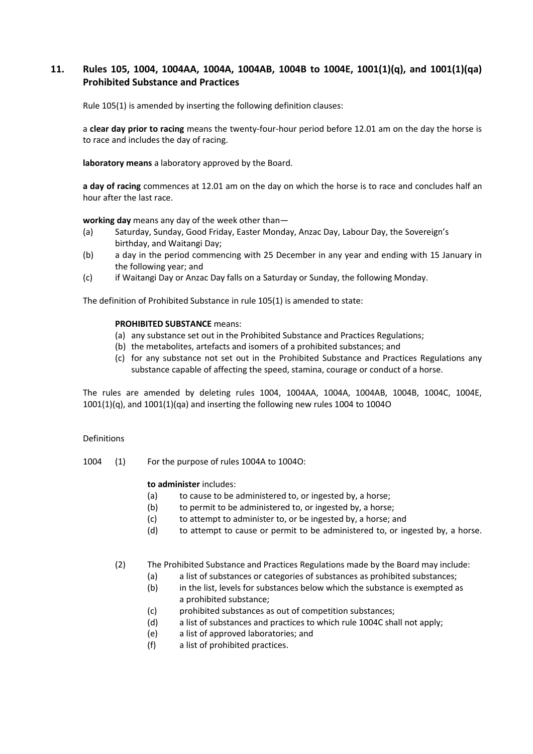## 11. Rules 105, 1004, 1004AA, 1004A, 1004AB, 1004B to 1004E, 1001(1)(q), and 1001(1)(qa) Prohibited Substance and Practices

Rule 105(1) is amended by inserting the following definition clauses:

a **clear day prior to racing** means the twenty-four-hour period before 12.01 am on the day the horse is to race and includes the day of racing.

**laboratory means** a laboratory approved by the Board.

**a day of racing** commences at 12.01 am on the day on which the horse is to race and concludes half an hour after the last race.

**working day** means any day of the week other than—

(a) Saturday, Sunday, Good Friday, Easter Monday, Anzac Day, Labour Day, the Sovereign's birthday, and Waitangi Day;

(b) a day in the period commencing with 25 December in any year and ending with 15 January in the following year; and

(c) if Waitangi Day or Anzac Day falls on a Saturday or Sunday, the following Monday.

The definition of Prohibited Substance in rule 105(1) is amended to state:

> **PROHIBITED SUBSTANCE** means:
>
> (a) any substance set out in the Prohibited Substance and Practices Regulations;
>
> (b) the metabolites, artefacts and isomers of a prohibited substances; and
>
> (c) for any substance not set out in the Prohibited Substance and Practices Regulations any substance capable of affecting the speed, stamina, courage or conduct of a horse.

The rules are amended by deleting rules 1004, 1004AA, 1004A, 1004AB, 1004B, 1004C, 1004E, 1001(1)(q), and 1001(1)(qa) and inserting the following new rules 1004 to 1004O

Definitions

1004 (1) For the purpose of rules 1004A to 1004O:

**to administer** includes:

(a) to cause to be administered to, or ingested by, a horse;

(b) to permit to be administered to, or ingested by, a horse;

(c) to attempt to administer to, or be ingested by, a horse; and

(d) to attempt to cause or permit to be administered to, or ingested by, a horse.

(2) The Prohibited Substance and Practices Regulations made by the Board may include:

(a) a list of substances or categories of substances as prohibited substances;

(b) in the list, levels for substances below which the substance is exempted as a prohibited substance;

(c) prohibited substances as out of competition substances;

(d) a list of substances and practices to which rule 1004C shall not apply;

(e) a list of approved laboratories; and

(f) a list of prohibited practices.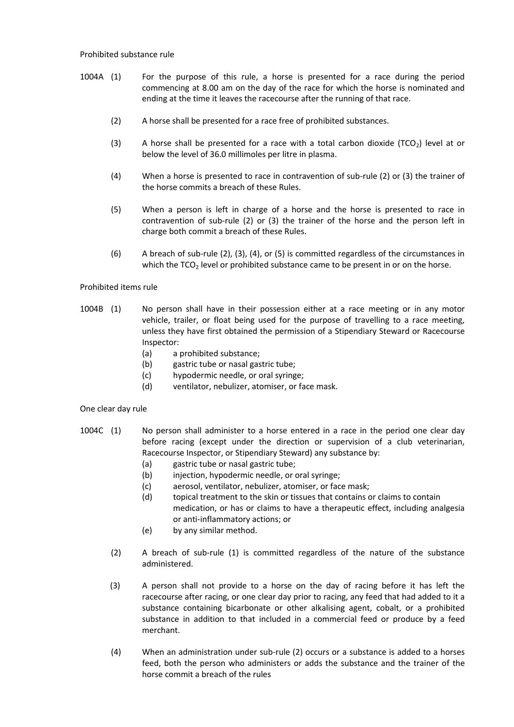Prohibited substance rule

1004A (1) For the purpose of this rule, a horse is presented for a race during the period commencing at 8.00 am on the day of the race for which the horse is nominated and ending at the time it leaves the racecourse after the running of that race.

(2) A horse shall be presented for a race free of prohibited substances.

(3) A horse shall be presented for a race with a total carbon dioxide ($TCO_2$) level at or below the level of 36.0 millimoles per litre in plasma.

(4) When a horse is presented to race in contravention of sub-rule (2) or (3) the trainer of the horse commits a breach of these Rules.

(5) When a person is left in charge of a horse and the horse is presented to race in contravention of sub-rule (2) or (3) the trainer of the horse and the person left in charge both commit a breach of these Rules.

(6) A breach of sub-rule (2), (3), (4), or (5) is committed regardless of the circumstances in which the $TCO_2$ level or prohibited substance came to be present in or on the horse.

Prohibited items rule

1004B (1) No person shall have in their possession either at a race meeting or in any motor vehicle, trailer, or float being used for the purpose of travelling to a race meeting, unless they have first obtained the permission of a Stipendiary Steward or Racecourse Inspector:

(a) a prohibited substance;
(b) gastric tube or nasal gastric tube;
(c) hypodermic needle, or oral syringe;
(d) ventilator, nebulizer, atomiser, or face mask.

One clear day rule

1004C (1) No person shall administer to a horse entered in a race in the period one clear day before racing (except under the direction or supervision of a club veterinarian, Racecourse Inspector, or Stipendiary Steward) any substance by:

(a) gastric tube or nasal gastric tube;
(b) injection, hypodermic needle, or oral syringe;
(c) aerosol, ventilator, nebulizer, atomiser, or face mask;
(d) topical treatment to the skin or tissues that contains or claims to contain medication, or has or claims to have a therapeutic effect, including analgesia or anti-inflammatory actions; or
(e) by any similar method.

(2) A breach of sub-rule (1) is committed regardless of the nature of the substance administered.

(3) A person shall not provide to a horse on the day of racing before it has left the racecourse after racing, or one clear day prior to racing, any feed that had added to it a substance containing bicarbonate or other alkalising agent, cobalt, or a prohibited substance in addition to that included in a commercial feed or produce by a feed merchant.

(4) When an administration under sub-rule (2) occurs or a substance is added to a horses feed, both the person who administers or adds the substance and the trainer of the horse commit a breach of the rules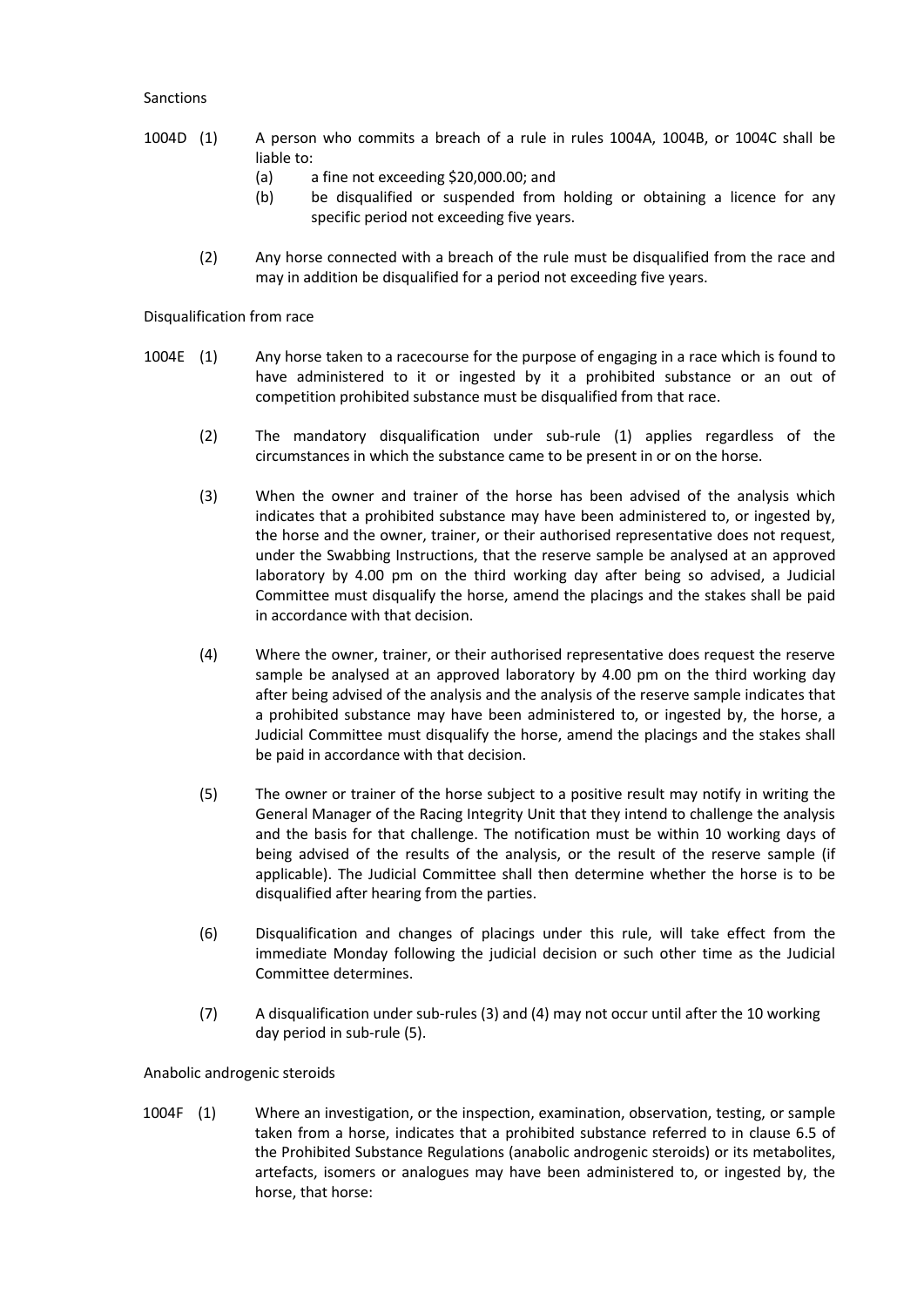Sanctions

1004D (1) A person who commits a breach of a rule in rules 1004A, 1004B, or 1004C shall be liable to:

- (a) a fine not exceeding $20,000.00; and
- (b) be disqualified or suspended from holding or obtaining a licence for any specific period not exceeding five years.

(2) Any horse connected with a breach of the rule must be disqualified from the race and may in addition be disqualified for a period not exceeding five years.

Disqualification from race

1004E (1) Any horse taken to a racecourse for the purpose of engaging in a race which is found to have administered to it or ingested by it a prohibited substance or an out of competition prohibited substance must be disqualified from that race.

(2) The mandatory disqualification under sub-rule (1) applies regardless of the circumstances in which the substance came to be present in or on the horse.

(3) When the owner and trainer of the horse has been advised of the analysis which indicates that a prohibited substance may have been administered to, or ingested by, the horse and the owner, trainer, or their authorised representative does not request, under the Swabbing Instructions, that the reserve sample be analysed at an approved laboratory by 4.00 pm on the third working day after being so advised, a Judicial Committee must disqualify the horse, amend the placings and the stakes shall be paid in accordance with that decision.

(4) Where the owner, trainer, or their authorised representative does request the reserve sample be analysed at an approved laboratory by 4.00 pm on the third working day after being advised of the analysis and the analysis of the reserve sample indicates that a prohibited substance may have been administered to, or ingested by, the horse, a Judicial Committee must disqualify the horse, amend the placings and the stakes shall be paid in accordance with that decision.

(5) The owner or trainer of the horse subject to a positive result may notify in writing the General Manager of the Racing Integrity Unit that they intend to challenge the analysis and the basis for that challenge. The notification must be within 10 working days of being advised of the results of the analysis, or the result of the reserve sample (if applicable). The Judicial Committee shall then determine whether the horse is to be disqualified after hearing from the parties.

(6) Disqualification and changes of placings under this rule, will take effect from the immediate Monday following the judicial decision or such other time as the Judicial Committee determines.

(7) A disqualification under sub-rules (3) and (4) may not occur until after the 10 working day period in sub-rule (5).

Anabolic androgenic steroids

1004F (1) Where an investigation, or the inspection, examination, observation, testing, or sample taken from a horse, indicates that a prohibited substance referred to in clause 6.5 of the Prohibited Substance Regulations (anabolic androgenic steroids) or its metabolites, artefacts, isomers or analogues may have been administered to, or ingested by, the horse, that horse: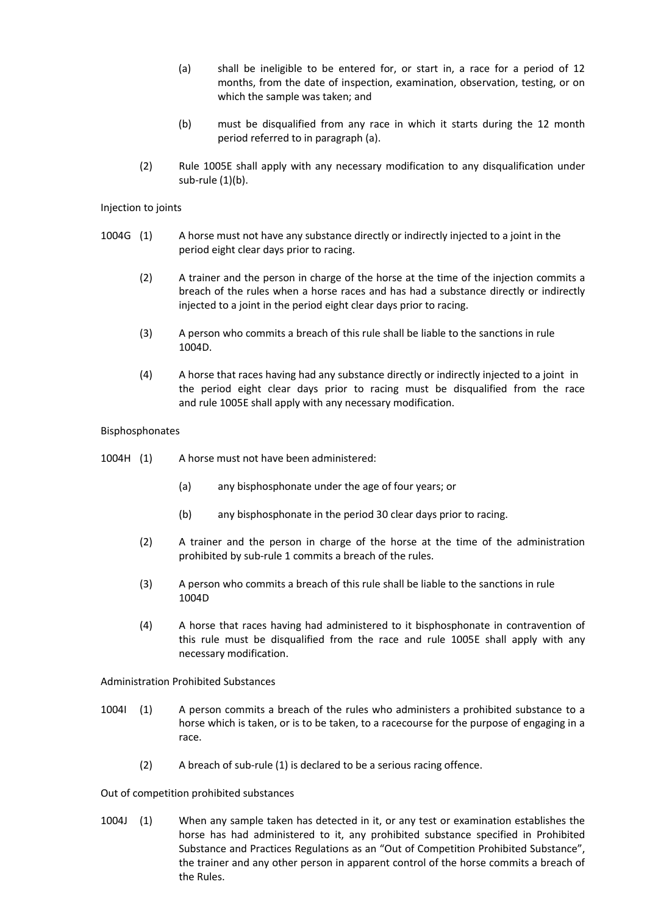(a) shall be ineligible to be entered for, or start in, a race for a period of 12 months, from the date of inspection, examination, observation, testing, or on which the sample was taken; and

(b) must be disqualified from any race in which it starts during the 12 month period referred to in paragraph (a).

(2) Rule 1005E shall apply with any necessary modification to any disqualification under sub-rule (1)(b).

Injection to joints

1004G (1) A horse must not have any substance directly or indirectly injected to a joint in the period eight clear days prior to racing.

(2) A trainer and the person in charge of the horse at the time of the injection commits a breach of the rules when a horse races and has had a substance directly or indirectly injected to a joint in the period eight clear days prior to racing.

(3) A person who commits a breach of this rule shall be liable to the sanctions in rule 1004D.

(4) A horse that races having had any substance directly or indirectly injected to a joint in the period eight clear days prior to racing must be disqualified from the race and rule 1005E shall apply with any necessary modification.

Bisphosphonates

1004H (1) A horse must not have been administered:

(a) any bisphosphonate under the age of four years; or

(b) any bisphosphonate in the period 30 clear days prior to racing.

(2) A trainer and the person in charge of the horse at the time of the administration prohibited by sub-rule 1 commits a breach of the rules.

(3) A person who commits a breach of this rule shall be liable to the sanctions in rule 1004D

(4) A horse that races having had administered to it bisphosphonate in contravention of this rule must be disqualified from the race and rule 1005E shall apply with any necessary modification.

Administration Prohibited Substances

1004I (1) A person commits a breach of the rules who administers a prohibited substance to a horse which is taken, or is to be taken, to a racecourse for the purpose of engaging in a race.

(2) A breach of sub-rule (1) is declared to be a serious racing offence.

Out of competition prohibited substances

1004J (1) When any sample taken has detected in it, or any test or examination establishes the horse has had administered to it, any prohibited substance specified in Prohibited Substance and Practices Regulations as an "Out of Competition Prohibited Substance", the trainer and any other person in apparent control of the horse commits a breach of the Rules.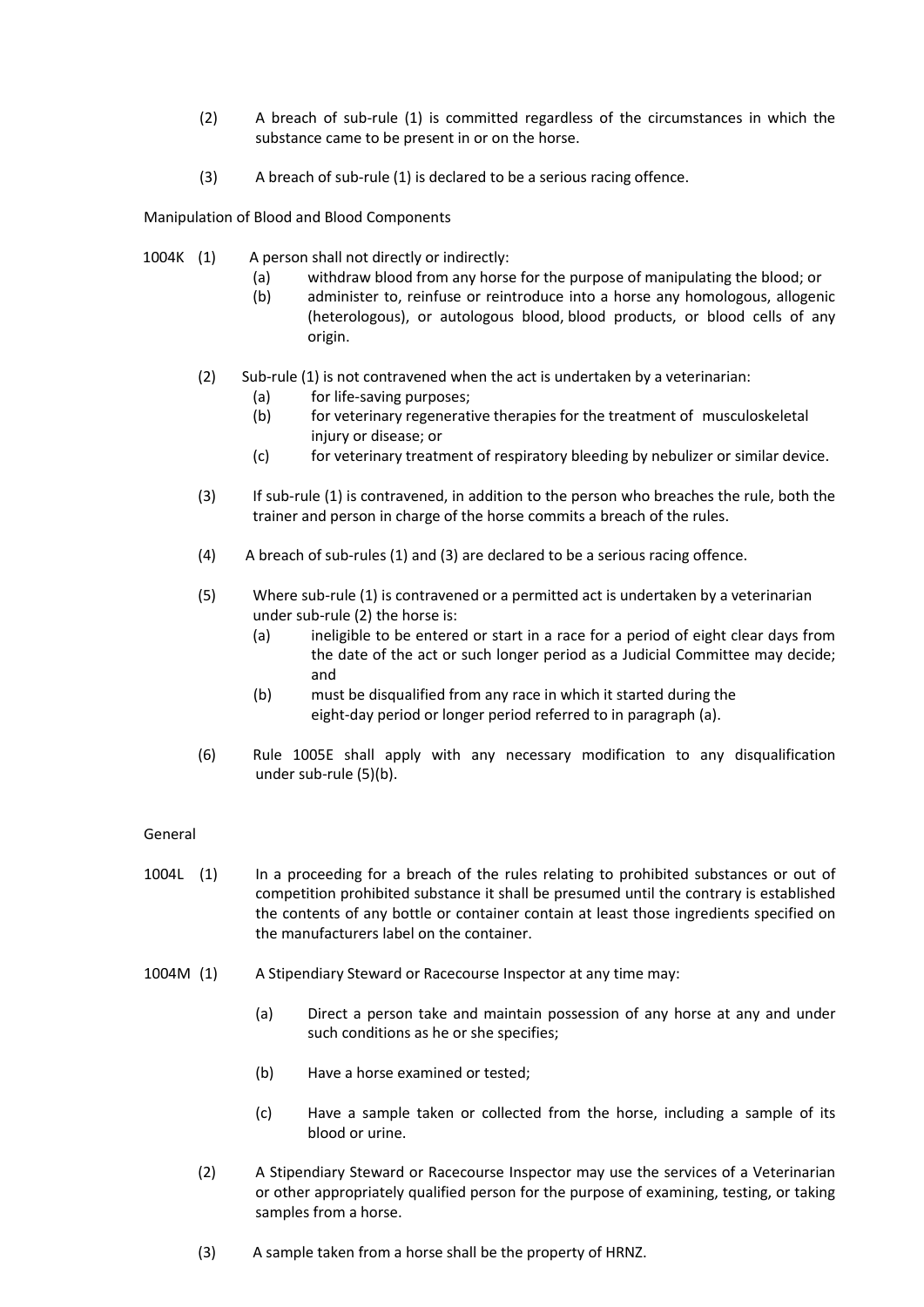(2) A breach of sub-rule (1) is committed regardless of the circumstances in which the substance came to be present in or on the horse.

(3) A breach of sub-rule (1) is declared to be a serious racing offence.

Manipulation of Blood and Blood Components

1004K (1) A person shall not directly or indirectly:

- (a) withdraw blood from any horse for the purpose of manipulating the blood; or
- (b) administer to, reinfuse or reintroduce into a horse any homologous, allogenic (heterologous), or autologous blood, blood products, or blood cells of any origin.

(2) Sub-rule (1) is not contravened when the act is undertaken by a veterinarian:

- (a) for life-saving purposes;
- (b) for veterinary regenerative therapies for the treatment of musculoskeletal injury or disease; or
- (c) for veterinary treatment of respiratory bleeding by nebulizer or similar device.

(3) If sub-rule (1) is contravened, in addition to the person who breaches the rule, both the trainer and person in charge of the horse commits a breach of the rules.

(4) A breach of sub-rules (1) and (3) are declared to be a serious racing offence.

(5) Where sub-rule (1) is contravened or a permitted act is undertaken by a veterinarian under sub-rule (2) the horse is:

- (a) ineligible to be entered or start in a race for a period of eight clear days from the date of the act or such longer period as a Judicial Committee may decide; and
- (b) must be disqualified from any race in which it started during the eight-day period or longer period referred to in paragraph (a).

(6) Rule 1005E shall apply with any necessary modification to any disqualification under sub-rule (5)(b).

General

1004L (1) In a proceeding for a breach of the rules relating to prohibited substances or out of competition prohibited substance it shall be presumed until the contrary is established the contents of any bottle or container contain at least those ingredients specified on the manufacturers label on the container.

1004M (1) A Stipendiary Steward or Racecourse Inspector at any time may:

- (a) Direct a person take and maintain possession of any horse at any and under such conditions as he or she specifies;
- (b) Have a horse examined or tested;
- (c) Have a sample taken or collected from the horse, including a sample of its blood or urine.

(2) A Stipendiary Steward or Racecourse Inspector may use the services of a Veterinarian or other appropriately qualified person for the purpose of examining, testing, or taking samples from a horse.

(3) A sample taken from a horse shall be the property of HRNZ.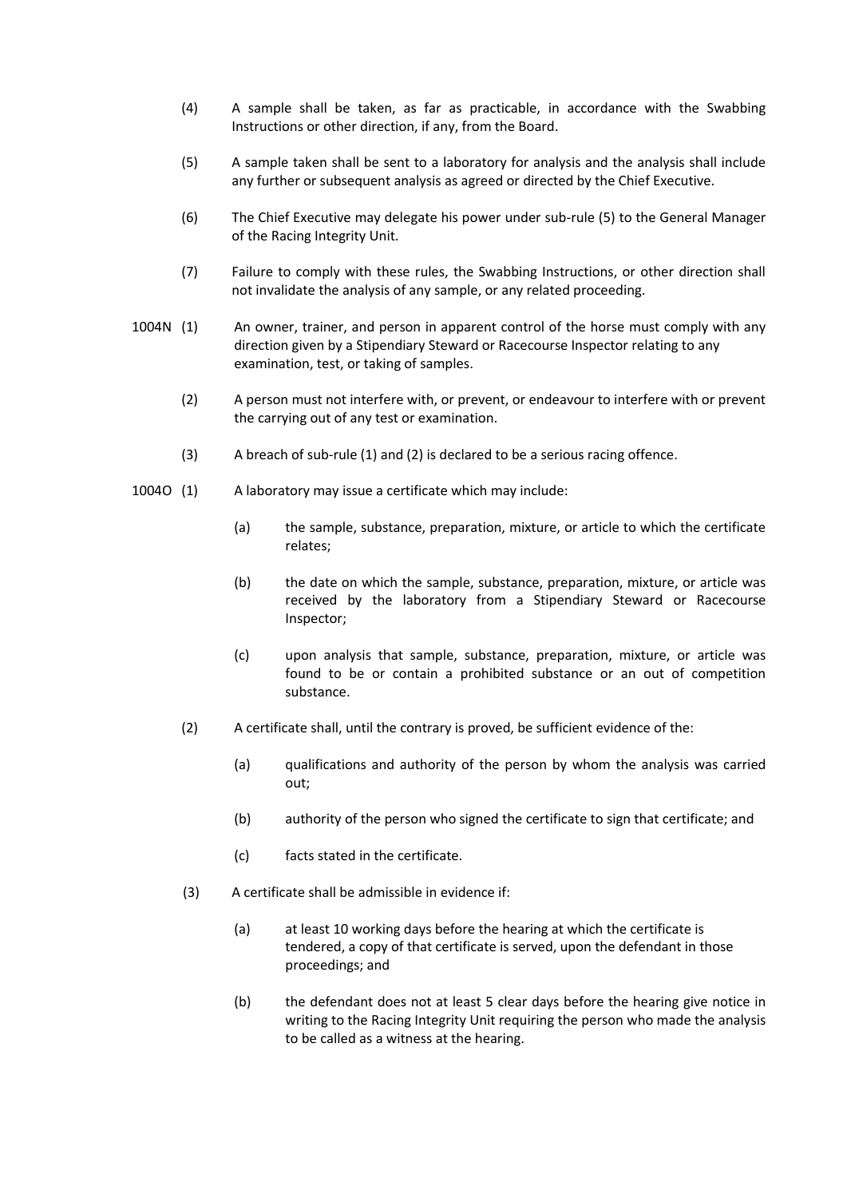(4) A sample shall be taken, as far as practicable, in accordance with the Swabbing Instructions or other direction, if any, from the Board.

(5) A sample taken shall be sent to a laboratory for analysis and the analysis shall include any further or subsequent analysis as agreed or directed by the Chief Executive.

(6) The Chief Executive may delegate his power under sub-rule (5) to the General Manager of the Racing Integrity Unit.

(7) Failure to comply with these rules, the Swabbing Instructions, or other direction shall not invalidate the analysis of any sample, or any related proceeding.

1004N (1) An owner, trainer, and person in apparent control of the horse must comply with any direction given by a Stipendiary Steward or Racecourse Inspector relating to any examination, test, or taking of samples.

(2) A person must not interfere with, or prevent, or endeavour to interfere with or prevent the carrying out of any test or examination.

(3) A breach of sub-rule (1) and (2) is declared to be a serious racing offence.

1004O (1) A laboratory may issue a certificate which may include:

(a) the sample, substance, preparation, mixture, or article to which the certificate relates;

(b) the date on which the sample, substance, preparation, mixture, or article was received by the laboratory from a Stipendiary Steward or Racecourse Inspector;

(c) upon analysis that sample, substance, preparation, mixture, or article was found to be or contain a prohibited substance or an out of competition substance.

(2) A certificate shall, until the contrary is proved, be sufficient evidence of the:

(a) qualifications and authority of the person by whom the analysis was carried out;

(b) authority of the person who signed the certificate to sign that certificate; and

(c) facts stated in the certificate.

(3) A certificate shall be admissible in evidence if:

(a) at least 10 working days before the hearing at which the certificate is tendered, a copy of that certificate is served, upon the defendant in those proceedings; and

(b) the defendant does not at least 5 clear days before the hearing give notice in writing to the Racing Integrity Unit requiring the person who made the analysis to be called as a witness at the hearing.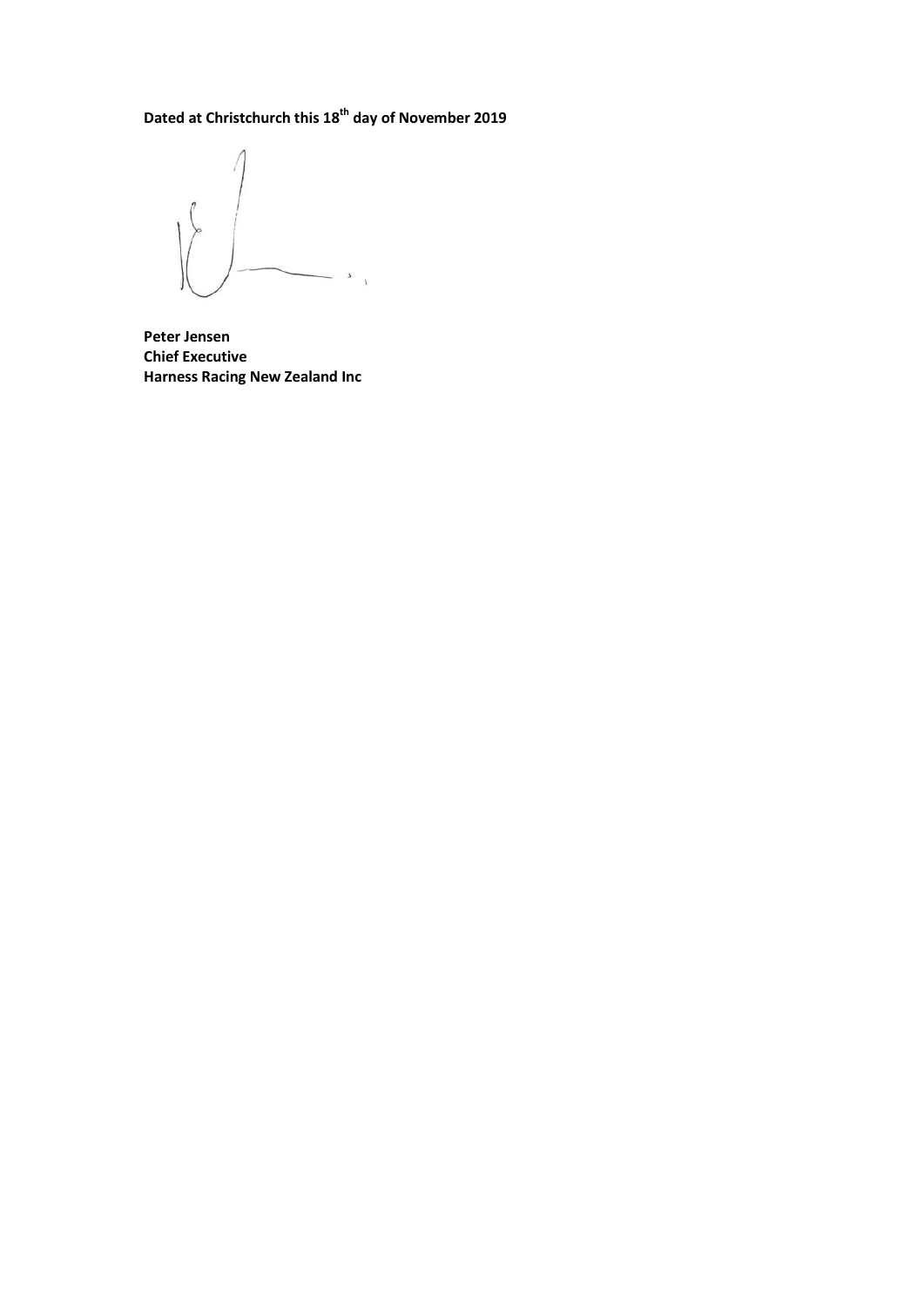**Dated at Christchurch this 18th day of November 2019**

**Peter Jensen**
**Chief Executive**
**Harness Racing New Zealand Inc**